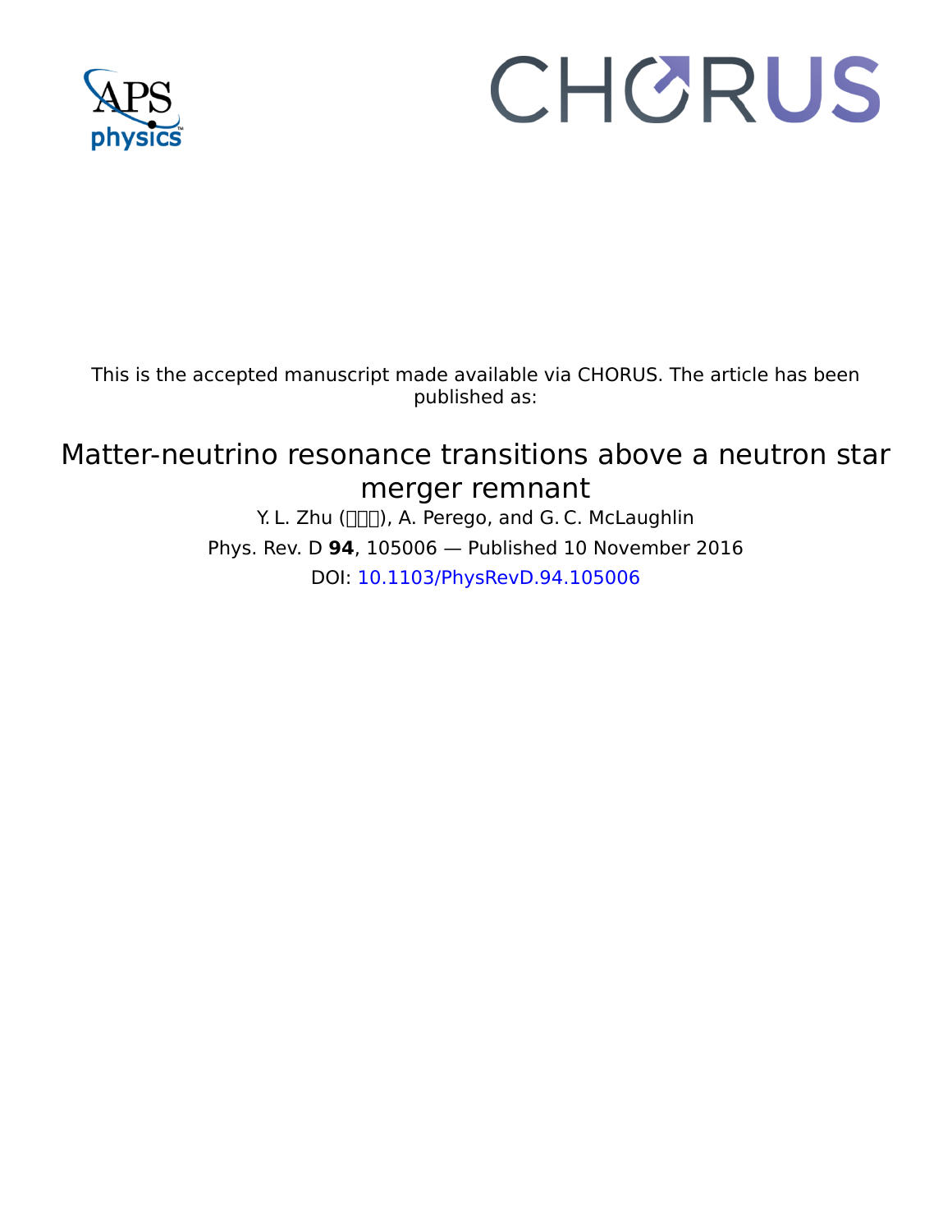This is the accepted manuscript made available via CHORUS. The article has been published as:

# Matter-neutrino resonance transitions above a neutron star merger remnant

Y. L. Zhu (□□□), A. Perego, and G. C. McLaughlin

Phys. Rev. D **94**, 105006 — Published 10 November 2016

DOI: 10.1103/PhysRevD.94.105006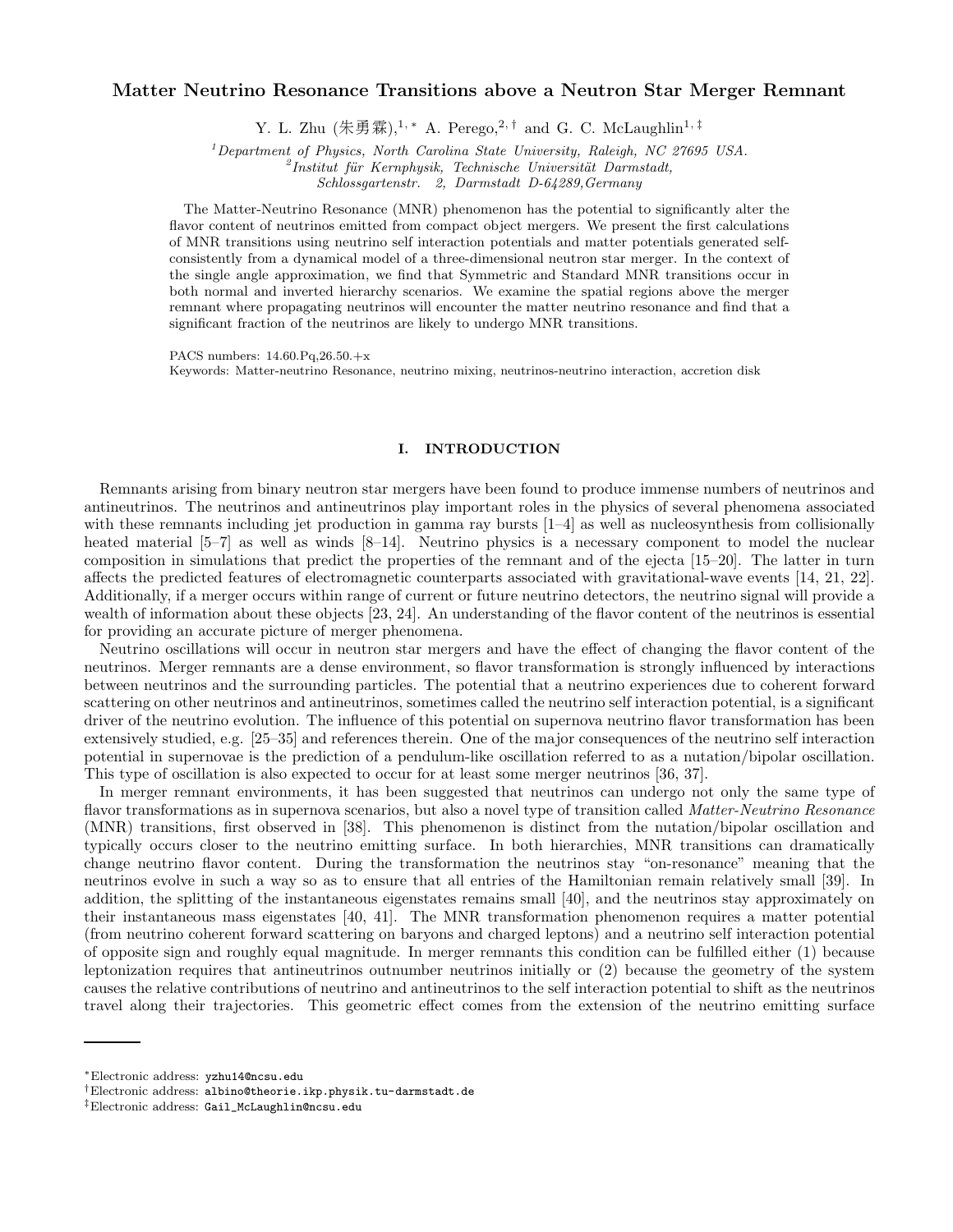# Matter Neutrino Resonance Transitions above a Neutron Star Merger Remnant

Y. L. Zhu (朱勇霖),[1,*] A. Perego,[2,†] and G. C. McLaughlin[1,‡]

[1]*Department of Physics, North Carolina State University, Raleigh, NC 27695 USA.*
[2]*Institut für Kernphysik, Technische Universität Darmstadt, Schlossgartenstr. 2, Darmstadt D-64289, Germany*

The Matter-Neutrino Resonance (MNR) phenomenon has the potential to significantly alter the flavor content of neutrinos emitted from compact object mergers. We present the first calculations of MNR transitions using neutrino self interaction potentials and matter potentials generated self-consistently from a dynamical model of a three-dimensional neutron star merger. In the context of the single angle approximation, we find that Symmetric and Standard MNR transitions occur in both normal and inverted hierarchy scenarios. We examine the spatial regions above the merger remnant where propagating neutrinos will encounter the matter neutrino resonance and find that a significant fraction of the neutrinos are likely to undergo MNR transitions.

PACS numbers: 14.60.Pq,26.50.+x
Keywords: Matter-neutrino Resonance, neutrino mixing, neutrinos-neutrino interaction, accretion disk

## I. INTRODUCTION

Remnants arising from binary neutron star mergers have been found to produce immense numbers of neutrinos and antineutrinos. The neutrinos and antineutrinos play important roles in the physics of several phenomena associated with these remnants including jet production in gamma ray bursts [1–4] as well as nucleosynthesis from collisionally heated material [5–7] as well as winds [8–14]. Neutrino physics is a necessary component to model the nuclear composition in simulations that predict the properties of the remnant and of the ejecta [15–20]. The latter in turn affects the predicted features of electromagnetic counterparts associated with gravitational-wave events [14, 21, 22]. Additionally, if a merger occurs within range of current or future neutrino detectors, the neutrino signal will provide a wealth of information about these objects [23, 24]. An understanding of the flavor content of the neutrinos is essential for providing an accurate picture of merger phenomena.

Neutrino oscillations will occur in neutron star mergers and have the effect of changing the flavor content of the neutrinos. Merger remnants are a dense environment, so flavor transformation is strongly influenced by interactions between neutrinos and the surrounding particles. The potential that a neutrino experiences due to coherent forward scattering on other neutrinos and antineutrinos, sometimes called the neutrino self interaction potential, is a significant driver of the neutrino evolution. The influence of this potential on supernova neutrino flavor transformation has been extensively studied, e.g. [25–35] and references therein. One of the major consequences of the neutrino self interaction potential in supernovae is the prediction of a pendulum-like oscillation referred to as a nutation/bipolar oscillation. This type of oscillation is also expected to occur for at least some merger neutrinos [36, 37].

In merger remnant environments, it has been suggested that neutrinos can undergo not only the same type of flavor transformations as in supernova scenarios, but also a novel type of transition called *Matter-Neutrino Resonance* (MNR) transitions, first observed in [38]. This phenomenon is distinct from the nutation/bipolar oscillation and typically occurs closer to the neutrino emitting surface. In both hierarchies, MNR transitions can dramatically change neutrino flavor content. During the transformation the neutrinos stay "on-resonance" meaning that the neutrinos evolve in such a way so as to ensure that all entries of the Hamiltonian remain relatively small [39]. In addition, the splitting of the instantaneous eigenstates remains small [40], and the neutrinos stay approximately on their instantaneous mass eigenstates [40, 41]. The MNR transformation phenomenon requires a matter potential (from neutrino coherent forward scattering on baryons and charged leptons) and a neutrino self interaction potential of opposite sign and roughly equal magnitude. In merger remnants this condition can be fulfilled either (1) because leptonization requires that antineutrinos outnumber neutrinos initially or (2) because the geometry of the system causes the relative contributions of neutrino and antineutrinos to the self interaction potential to shift as the neutrinos travel along their trajectories. This geometric effect comes from the extension of the neutrino emitting surface

*Electronic address: yzhu14@ncsu.edu
†Electronic address: albino@theorie.ikp.physik.tu-darmstadt.de
‡Electronic address: Gail_McLaughlin@ncsu.edu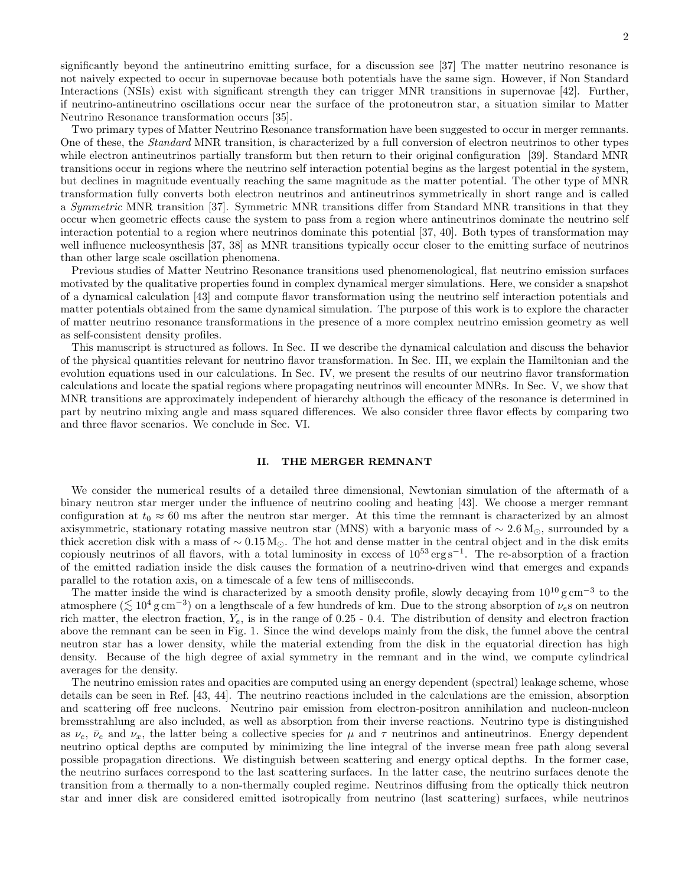significantly beyond the antineutrino emitting surface, for a discussion see [37] The matter neutrino resonance is not naively expected to occur in supernovae because both potentials have the same sign. However, if Non Standard Interactions (NSIs) exist with significant strength they can trigger MNR transitions in supernovae [42]. Further, if neutrino-antineutrino oscillations occur near the surface of the protoneutron star, a situation similar to Matter Neutrino Resonance transformation occurs [35].

Two primary types of Matter Neutrino Resonance transformation have been suggested to occur in merger remnants. One of these, the *Standard* MNR transition, is characterized by a full conversion of electron neutrinos to other types while electron antineutrinos partially transform but then return to their original configuration [39]. Standard MNR transitions occur in regions where the neutrino self interaction potential begins as the largest potential in the system, but declines in magnitude eventually reaching the same magnitude as the matter potential. The other type of MNR transformation fully converts both electron neutrinos and antineutrinos symmetrically in short range and is called a *Symmetric* MNR transition [37]. Symmetric MNR transitions differ from Standard MNR transitions in that they occur when geometric effects cause the system to pass from a region where antineutrinos dominate the neutrino self interaction potential to a region where neutrinos dominate this potential [37, 40]. Both types of transformation may well influence nucleosynthesis [37, 38] as MNR transitions typically occur closer to the emitting surface of neutrinos than other large scale oscillation phenomena.

Previous studies of Matter Neutrino Resonance transitions used phenomenological, flat neutrino emission surfaces motivated by the qualitative properties found in complex dynamical merger simulations. Here, we consider a snapshot of a dynamical calculation [43] and compute flavor transformation using the neutrino self interaction potentials and matter potentials obtained from the same dynamical simulation. The purpose of this work is to explore the character of matter neutrino resonance transformations in the presence of a more complex neutrino emission geometry as well as self-consistent density profiles.

This manuscript is structured as follows. In Sec. II we describe the dynamical calculation and discuss the behavior of the physical quantities relevant for neutrino flavor transformation. In Sec. III, we explain the Hamiltonian and the evolution equations used in our calculations. In Sec. IV, we present the results of our neutrino flavor transformation calculations and locate the spatial regions where propagating neutrinos will encounter MNRs. In Sec. V, we show that MNR transitions are approximately independent of hierarchy although the efficacy of the resonance is determined in part by neutrino mixing angle and mass squared differences. We also consider three flavor effects by comparing two and three flavor scenarios. We conclude in Sec. VI.

## II. THE MERGER REMNANT

We consider the numerical results of a detailed three dimensional, Newtonian simulation of the aftermath of a binary neutron star merger under the influence of neutrino cooling and heating [43]. We choose a merger remnant configuration at $t_0 \approx 60$ ms after the neutron star merger. At this time the remnant is characterized by an almost axisymmetric, stationary rotating massive neutron star (MNS) with a baryonic mass of $\sim 2.6\,\mathrm{M}_\odot$, surrounded by a thick accretion disk with a mass of $\sim 0.15\,\mathrm{M}_\odot$. The hot and dense matter in the central object and in the disk emits copiously neutrinos of all flavors, with a total luminosity in excess of $10^{53}\,\mathrm{erg\,s^{-1}}$. The re-absorption of a fraction of the emitted radiation inside the disk causes the formation of a neutrino-driven wind that emerges and expands parallel to the rotation axis, on a timescale of a few tens of milliseconds.

The matter inside the wind is characterized by a smooth density profile, slowly decaying from $10^{10}\,\mathrm{g\,cm^{-3}}$ to the atmosphere ($\lesssim 10^4\,\mathrm{g\,cm^{-3}}$) on a lengthscale of a few hundreds of km. Due to the strong absorption of $\nu_e$s on neutron rich matter, the electron fraction, $Y_e$, is in the range of 0.25 - 0.4. The distribution of density and electron fraction above the remnant can be seen in Fig. 1. Since the wind develops mainly from the disk, the funnel above the central neutron star has a lower density, while the material extending from the disk in the equatorial direction has high density. Because of the high degree of axial symmetry in the remnant and in the wind, we compute cylindrical averages for the density.

The neutrino emission rates and opacities are computed using an energy dependent (spectral) leakage scheme, whose details can be seen in Ref. [43, 44]. The neutrino reactions included in the calculations are the emission, absorption and scattering off free nucleons. Neutrino pair emission from electron-positron annihilation and nucleon-nucleon bremsstrahlung are also included, as well as absorption from their inverse reactions. Neutrino type is distinguished as $\nu_e$, $\bar{\nu}_e$ and $\nu_x$, the latter being a collective species for $\mu$ and $\tau$ neutrinos and antineutrinos. Energy dependent neutrino optical depths are computed by minimizing the line integral of the inverse mean free path along several possible propagation directions. We distinguish between scattering and energy optical depths. In the former case, the neutrino surfaces correspond to the last scattering surfaces. In the latter case, the neutrino surfaces denote the transition from a thermally to a non-thermally coupled regime. Neutrinos diffusing from the optically thick neutron star and inner disk are considered emitted isotropically from neutrino (last scattering) surfaces, while neutrinos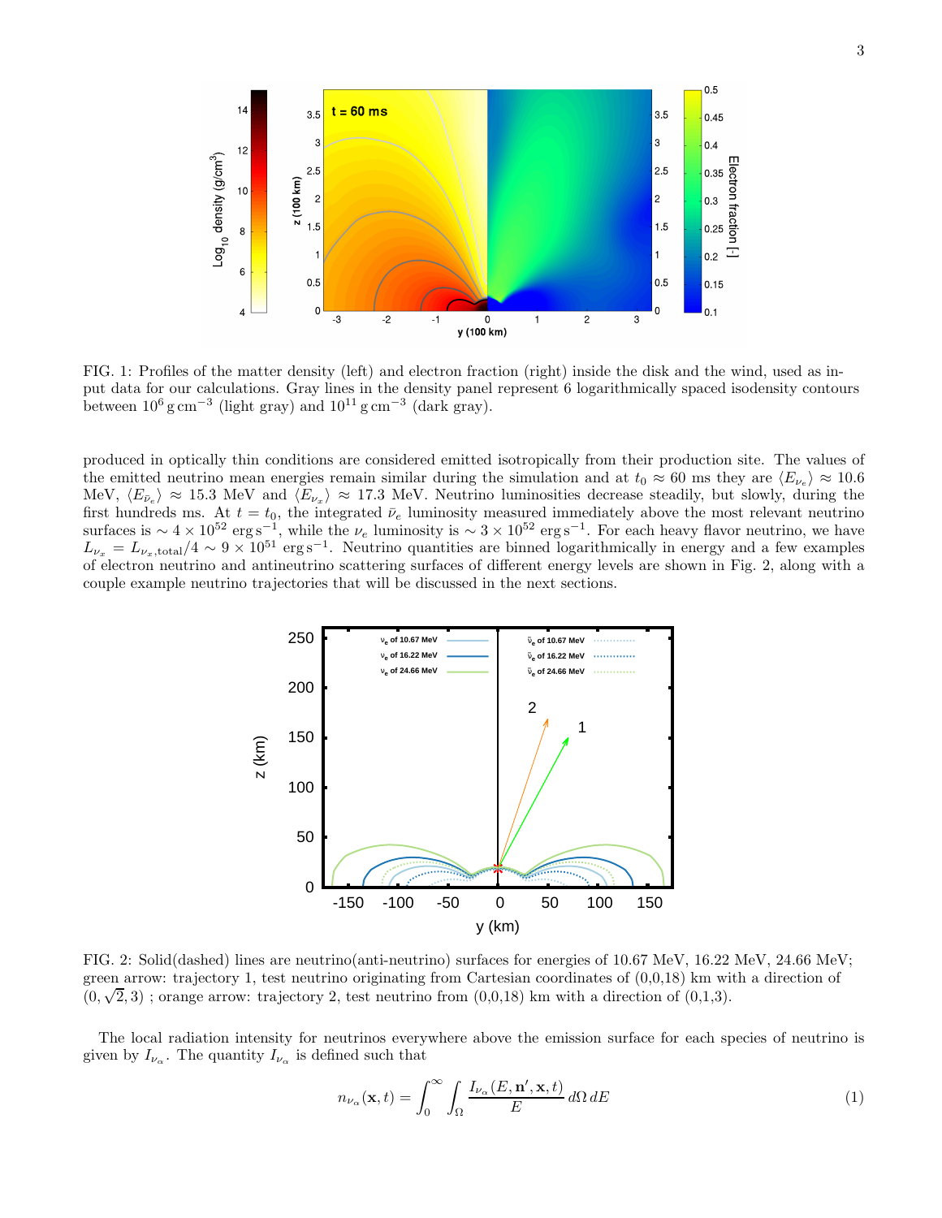FIG. 1: Profiles of the matter density (left) and electron fraction (right) inside the disk and the wind, used as input data for our calculations. Gray lines in the density panel represent 6 logarithmically spaced isodensity contours between $10^6\,\mathrm{g\,cm^{-3}}$ (light gray) and $10^{11}\,\mathrm{g\,cm^{-3}}$ (dark gray).

produced in optically thin conditions are considered emitted isotropically from their production site. The values of the emitted neutrino mean energies remain similar during the simulation and at $t_0 \approx 60$ ms they are $\langle E_{\nu_e} \rangle \approx 10.6$ MeV, $\langle E_{\bar{\nu}_e} \rangle \approx 15.3$ MeV and $\langle E_{\nu_x} \rangle \approx 17.3$ MeV. Neutrino luminosities decrease steadily, but slowly, during the first hundreds ms. At $t = t_0$, the integrated $\bar{\nu}_e$ luminosity measured immediately above the most relevant neutrino surfaces is $\sim 4 \times 10^{52}\,\mathrm{erg\,s^{-1}}$, while the $\nu_e$ luminosity is $\sim 3 \times 10^{52}\,\mathrm{erg\,s^{-1}}$. For each heavy flavor neutrino, we have $L_{\nu_x} = L_{\nu_x,\mathrm{total}}/4 \sim 9 \times 10^{51}\,\mathrm{erg\,s^{-1}}$. Neutrino quantities are binned logarithmically in energy and a few examples of electron neutrino and antineutrino scattering surfaces of different energy levels are shown in Fig. 2, along with a couple example neutrino trajectories that will be discussed in the next sections.

FIG. 2: Solid(dashed) lines are neutrino(anti-neutrino) surfaces for energies of 10.67 MeV, 16.22 MeV, 24.66 MeV; green arrow: trajectory 1, test neutrino originating from Cartesian coordinates of (0,0,18) km with a direction of $(0, \sqrt{2}, 3)$ ; orange arrow: trajectory 2, test neutrino from (0,0,18) km with a direction of (0,1,3).

The local radiation intensity for neutrinos everywhere above the emission surface for each species of neutrino is given by $I_{\nu_\alpha}$. The quantity $I_{\nu_\alpha}$ is defined such that

$$n_{\nu_\alpha}(\mathbf{x}, t) = \int_0^\infty \int_\Omega \frac{I_{\nu_\alpha}(E, \mathbf{n}', \mathbf{x}, t)}{E}\, d\Omega\, dE \tag{1}$$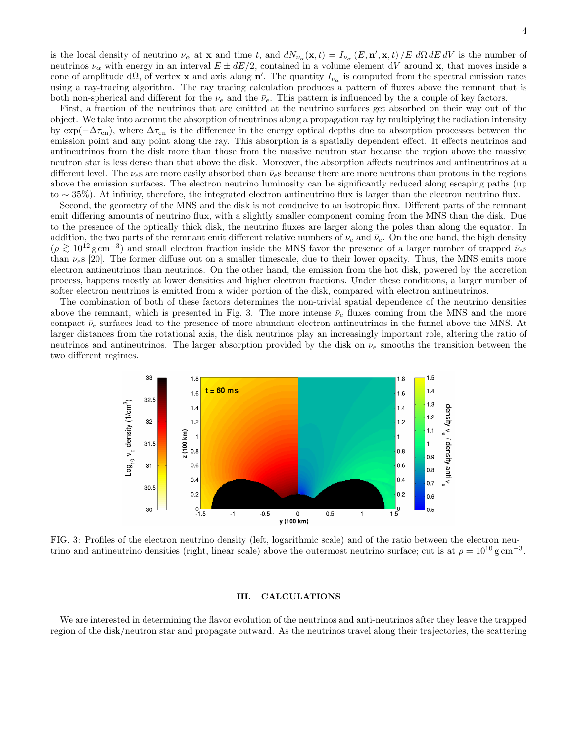is the local density of neutrino $\nu_\alpha$ at $\mathbf{x}$ and time $t$, and $dN_{\nu_\alpha}(\mathbf{x},t) = I_{\nu_\alpha}(E,\mathbf{n}',\mathbf{x},t)/E \; d\Omega \, dE \, dV$ is the number of neutrinos $\nu_\alpha$ with energy in an interval $E \pm dE/2$, contained in a volume element $dV$ around $\mathbf{x}$, that moves inside a cone of amplitude $d\Omega$, of vertex $\mathbf{x}$ and axis along $\mathbf{n}'$. The quantity $I_{\nu_\alpha}$ is computed from the spectral emission rates using a ray-tracing algorithm. The ray tracing calculation produces a pattern of fluxes above the remnant that is both non-spherical and different for the $\nu_e$ and the $\bar{\nu}_e$. This pattern is influenced by the a couple of key factors.

First, a fraction of the neutrinos that are emitted at the neutrino surfaces get absorbed on their way out of the object. We take into account the absorption of neutrinos along a propagation ray by multiplying the radiation intensity by $\exp(-\Delta\tau_{\rm en})$, where $\Delta\tau_{\rm en}$ is the difference in the energy optical depths due to absorption processes between the emission point and any point along the ray. This absorption is a spatially dependent effect. It effects neutrinos and antineutrinos from the disk more than those from the massive neutron star because the region above the massive neutron star is less dense than that above the disk. Moreover, the absorption affects neutrinos and antineutrinos at a different level. The $\nu_e$s are more easily absorbed than $\bar{\nu}_e$s because there are more neutrons than protons in the regions above the emission surfaces. The electron neutrino luminosity can be significantly reduced along escaping paths (up to $\sim 35\%$). At infinity, therefore, the integrated electron antineutrino flux is larger than the electron neutrino flux.

Second, the geometry of the MNS and the disk is not conducive to an isotropic flux. Different parts of the remnant emit differing amounts of neutrino flux, with a slightly smaller component coming from the MNS than the disk. Due to the presence of the optically thick disk, the neutrino fluxes are larger along the poles than along the equator. In addition, the two parts of the remnant emit different relative numbers of $\nu_e$ and $\bar{\nu}_e$. On the one hand, the high density ($\rho \gtrsim 10^{12}\,{\rm g\,cm^{-3}}$) and small electron fraction inside the MNS favor the presence of a larger number of trapped $\bar{\nu}_e$s than $\nu_e$s [20]. The former diffuse out on a smaller timescale, due to their lower opacity. Thus, the MNS emits more electron antineutrinos than neutrinos. On the other hand, the emission from the hot disk, powered by the accretion process, happens mostly at lower densities and higher electron fractions. Under these conditions, a larger number of softer electron neutrinos is emitted from a wider portion of the disk, compared with electron antineutrinos.

The combination of both of these factors determines the non-trivial spatial dependence of the neutrino densities above the remnant, which is presented in Fig. 3. The more intense $\bar{\nu}_e$ fluxes coming from the MNS and the more compact $\bar{\nu}_e$ surfaces lead to the presence of more abundant electron antineutrinos in the funnel above the MNS. At larger distances from the rotational axis, the disk neutrinos play an increasingly important role, altering the ratio of neutrinos and antineutrinos. The larger absorption provided by the disk on $\nu_e$ smooths the transition between the two different regimes.

FIG. 3: Profiles of the electron neutrino density (left, logarithmic scale) and of the ratio between the electron neutrino and antineutrino densities (right, linear scale) above the outermost neutrino surface; cut is at $\rho = 10^{10}\,{\rm g\,cm^{-3}}$.

## III. CALCULATIONS

We are interested in determining the flavor evolution of the neutrinos and anti-neutrinos after they leave the trapped region of the disk/neutron star and propagate outward. As the neutrinos travel along their trajectories, the scattering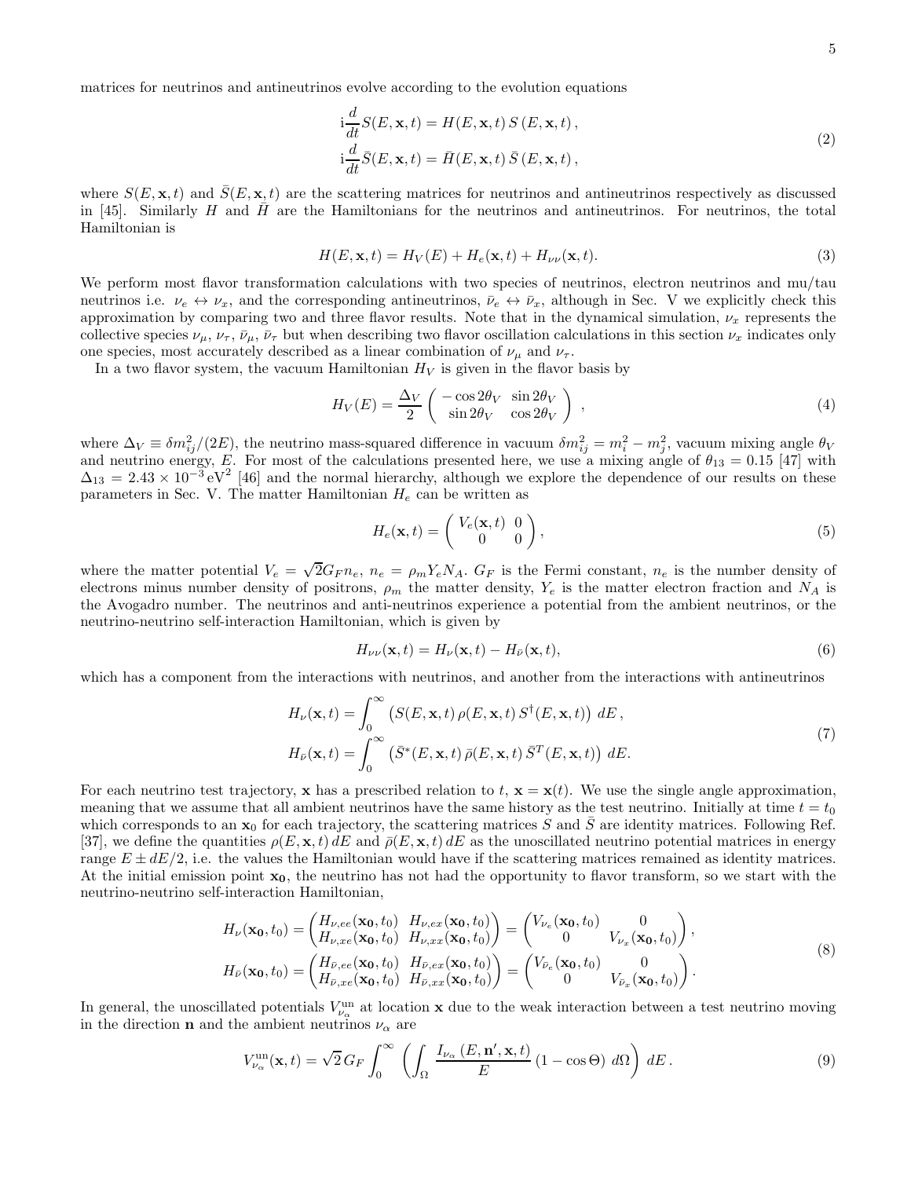matrices for neutrinos and antineutrinos evolve according to the evolution equations

$$
\begin{aligned}
\mathrm{i}\frac{d}{dt}S(E,\mathbf{x},t) &= H(E,\mathbf{x},t)\,S\,(E,\mathbf{x},t)\,,\\
\mathrm{i}\frac{d}{dt}\bar{S}(E,\mathbf{x},t) &= \bar{H}(E,\mathbf{x},t)\,\bar{S}\,(E,\mathbf{x},t)\,,
\end{aligned}
\tag{2}
$$

where $S(E, \mathbf{x}, t)$ and $\bar{S}(E, \mathbf{x}, t)$ are the scattering matrices for neutrinos and antineutrinos respectively as discussed in [45]. Similarly $H$ and $\bar{H}$ are the Hamiltonians for the neutrinos and antineutrinos. For neutrinos, the total Hamiltonian is

$$
H(E,\mathbf{x},t) = H_V(E) + H_e(\mathbf{x},t) + H_{\nu\nu}(\mathbf{x},t). \tag{3}
$$

We perform most flavor transformation calculations with two species of neutrinos, electron neutrinos and mu/tau neutrinos i.e. $\nu_e \leftrightarrow \nu_x$, and the corresponding antineutrinos, $\bar{\nu}_e \leftrightarrow \bar{\nu}_x$, although in Sec. V we explicitly check this approximation by comparing two and three flavor results. Note that in the dynamical simulation, $\nu_x$ represents the collective species $\nu_\mu$, $\nu_\tau$, $\bar{\nu}_\mu$, $\bar{\nu}_\tau$ but when describing two flavor oscillation calculations in this section $\nu_x$ indicates only one species, most accurately described as a linear combination of $\nu_\mu$ and $\nu_\tau$.

In a two flavor system, the vacuum Hamiltonian $H_V$ is given in the flavor basis by

$$
H_V(E) = \frac{\Delta_V}{2}\begin{pmatrix} -\cos 2\theta_V & \sin 2\theta_V \\ \sin 2\theta_V & \cos 2\theta_V \end{pmatrix}\,, \tag{4}
$$

where $\Delta_V \equiv \delta m^2_{ij}/(2E)$, the neutrino mass-squared difference in vacuum $\delta m^2_{ij} = m^2_i - m^2_j$, vacuum mixing angle $\theta_V$ and neutrino energy, $E$. For most of the calculations presented here, we use a mixing angle of $\theta_{13} = 0.15$ [47] with $\Delta_{13} = 2.43 \times 10^{-3}\,\mathrm{eV}^2$ [46] and the normal hierarchy, although we explore the dependence of our results on these parameters in Sec. V. The matter Hamiltonian $H_e$ can be written as

$$
H_e(\mathbf{x},t) = \begin{pmatrix} V_e(\mathbf{x},t) & 0 \\ 0 & 0 \end{pmatrix}, \tag{5}
$$

where the matter potential $V_e = \sqrt{2}G_F n_e$, $n_e = \rho_m Y_e N_A$. $G_F$ is the Fermi constant, $n_e$ is the number density of electrons minus number density of positrons, $\rho_m$ the matter density, $Y_e$ is the matter electron fraction and $N_A$ is the Avogadro number. The neutrinos and anti-neutrinos experience a potential from the ambient neutrinos, or the neutrino-neutrino self-interaction Hamiltonian, which is given by

$$
H_{\nu\nu}(\mathbf{x},t) = H_\nu(\mathbf{x},t) - H_{\bar{\nu}}(\mathbf{x},t), \tag{6}
$$

which has a component from the interactions with neutrinos, and another from the interactions with antineutrinos

$$
\begin{aligned}
H_\nu(\mathbf{x},t) &= \int_0^\infty \left(S(E,\mathbf{x},t)\,\rho(E,\mathbf{x},t)\,S^\dagger(E,\mathbf{x},t)\right)\,dE\,,\\
H_{\bar{\nu}}(\mathbf{x},t) &= \int_0^\infty \left(\bar{S}^*(E,\mathbf{x},t)\,\bar{\rho}(E,\mathbf{x},t)\,\bar{S}^T(E,\mathbf{x},t)\right)\,dE.
\end{aligned}
\tag{7}
$$

For each neutrino test trajectory, $\mathbf{x}$ has a prescribed relation to $t$, $\mathbf{x} = \mathbf{x}(t)$. We use the single angle approximation, meaning that we assume that all ambient neutrinos have the same history as the test neutrino. Initially at time $t = t_0$ which corresponds to an $\mathbf{x_0}$ for each trajectory, the scattering matrices $S$ and $\bar{S}$ are identity matrices. Following Ref. [37], we define the quantities $\rho(E, \mathbf{x}, t)\,dE$ and $\bar{\rho}(E, \mathbf{x}, t)\,dE$ as the unoscillated neutrino potential matrices in energy range $E \pm dE/2$, i.e. the values the Hamiltonian would have if the scattering matrices remained as identity matrices. At the initial emission point $\mathbf{x_0}$, the neutrino has not had the opportunity to flavor transform, so we start with the neutrino-neutrino self-interaction Hamiltonian,

$$
\begin{aligned}
H_\nu(\mathbf{x_0},t_0) &= \begin{pmatrix} H_{\nu,ee}(\mathbf{x_0},t_0) & H_{\nu,ex}(\mathbf{x_0},t_0) \\ H_{\nu,xe}(\mathbf{x_0},t_0) & H_{\nu,xx}(\mathbf{x_0},t_0) \end{pmatrix} = \begin{pmatrix} V_{\nu_e}(\mathbf{x_0},t_0) & 0 \\ 0 & V_{\nu_x}(\mathbf{x_0},t_0) \end{pmatrix},\\
H_{\bar{\nu}}(\mathbf{x_0},t_0) &= \begin{pmatrix} H_{\bar{\nu},ee}(\mathbf{x_0},t_0) & H_{\bar{\nu},ex}(\mathbf{x_0},t_0) \\ H_{\bar{\nu},xe}(\mathbf{x_0},t_0) & H_{\bar{\nu},xx}(\mathbf{x_0},t_0) \end{pmatrix} = \begin{pmatrix} V_{\bar{\nu}_e}(\mathbf{x_0},t_0) & 0 \\ 0 & V_{\bar{\nu}_x}(\mathbf{x_0},t_0) \end{pmatrix}.
\end{aligned}
\tag{8}
$$

In general, the unoscillated potentials $V^{\mathrm{un}}_{\nu_\alpha}$ at location $\mathbf{x}$ due to the weak interaction between a test neutrino moving in the direction $\mathbf{n}$ and the ambient neutrinos $\nu_\alpha$ are

$$
V^{\mathrm{un}}_{\nu_\alpha}(\mathbf{x},t) = \sqrt{2}\,G_F \int_0^\infty \left(\int_\Omega \frac{I_{\nu_\alpha}(E,\mathbf{n}',\mathbf{x},t)}{E}\,(1-\cos\Theta)\;d\Omega\right)\,dE\,. \tag{9}
$$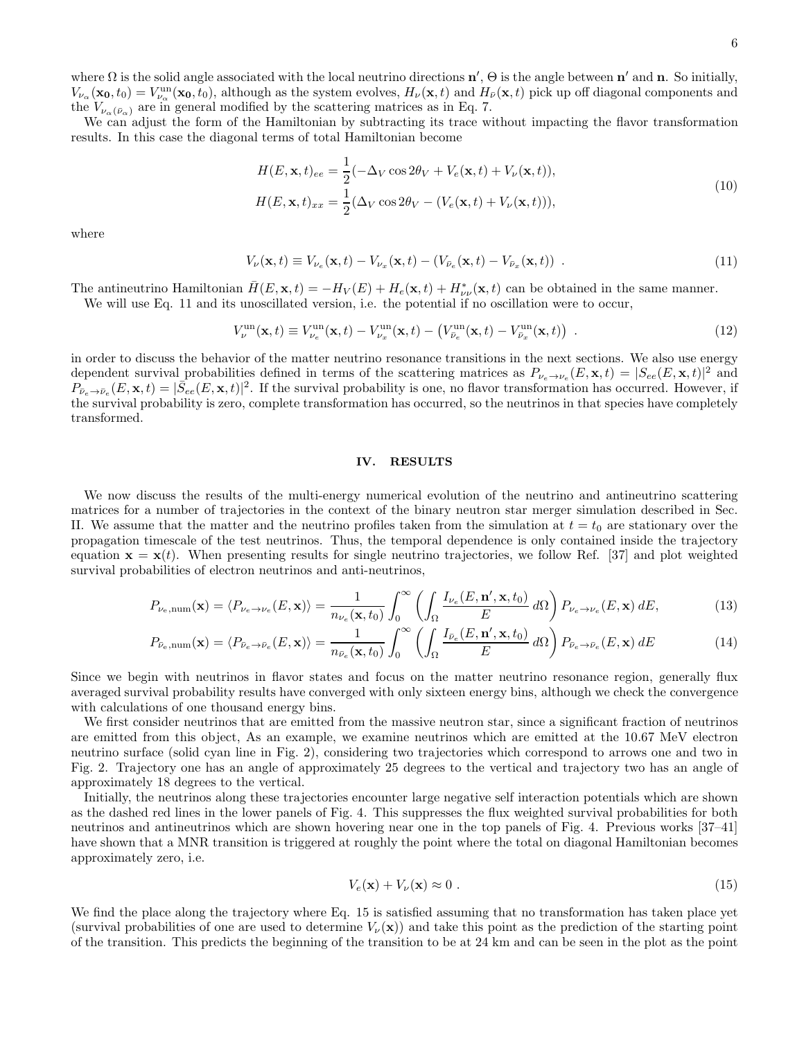where $\Omega$ is the solid angle associated with the local neutrino directions $\mathbf{n}'$, $\Theta$ is the angle between $\mathbf{n}'$ and $\mathbf{n}$. So initially, $V_{\nu_\alpha}(\mathbf{x_0}, t_0) = V^{\rm un}_{\nu_\alpha}(\mathbf{x_0}, t_0)$, although as the system evolves, $H_\nu(\mathbf{x}, t)$ and $H_{\bar{\nu}}(\mathbf{x}, t)$ pick up off diagonal components and the $V_{\nu_\alpha(\bar{\nu}_\alpha)}$ are in general modified by the scattering matrices as in Eq. 7.

We can adjust the form of the Hamiltonian by subtracting its trace without impacting the flavor transformation results. In this case the diagonal terms of total Hamiltonian become

$$
\begin{aligned}
H(E, \mathbf{x}, t)_{ee} &= \frac{1}{2}(-\Delta_V \cos 2\theta_V + V_e(\mathbf{x}, t) + V_\nu(\mathbf{x}, t)), \\
H(E, \mathbf{x}, t)_{xx} &= \frac{1}{2}(\Delta_V \cos 2\theta_V - (V_e(\mathbf{x}, t) + V_\nu(\mathbf{x}, t))),
\end{aligned}
\tag{10}
$$

where

$$
V_\nu(\mathbf{x}, t) \equiv V_{\nu_e}(\mathbf{x}, t) - V_{\nu_x}(\mathbf{x}, t) - (V_{\bar{\nu}_e}(\mathbf{x}, t) - V_{\bar{\nu}_x}(\mathbf{x}, t)) \ . \tag{11}
$$

The antineutrino Hamiltonian $\bar{H}(E, \mathbf{x}, t) = -H_V(E) + H_e(\mathbf{x}, t) + H^*_{\nu\nu}(\mathbf{x}, t)$ can be obtained in the same manner.

We will use Eq. 11 and its unoscillated version, i.e. the potential if no oscillation were to occur,

$$
V^{\rm un}_\nu(\mathbf{x}, t) \equiv V^{\rm un}_{\nu_e}(\mathbf{x}, t) - V^{\rm un}_{\nu_x}(\mathbf{x}, t) - \left(V^{\rm un}_{\bar{\nu}_e}(\mathbf{x}, t) - V^{\rm un}_{\bar{\nu}_x}(\mathbf{x}, t)\right) \ . \tag{12}
$$

in order to discuss the behavior of the matter neutrino resonance transitions in the next sections. We also use energy dependent survival probabilities defined in terms of the scattering matrices as $P_{\nu_e \to \nu_e}(E, \mathbf{x}, t) = |S_{ee}(E, \mathbf{x}, t)|^2$ and $P_{\bar{\nu}_e \to \bar{\nu}_e}(E, \mathbf{x}, t) = |\bar{S}_{ee}(E, \mathbf{x}, t)|^2$. If the survival probability is one, no flavor transformation has occurred. However, if the survival probability is zero, complete transformation has occurred, so the neutrinos in that species have completely transformed.

## IV. RESULTS

We now discuss the results of the multi-energy numerical evolution of the neutrino and antineutrino scattering matrices for a number of trajectories in the context of the binary neutron star merger simulation described in Sec. II. We assume that the matter and the neutrino profiles taken from the simulation at $t = t_0$ are stationary over the propagation timescale of the test neutrinos. Thus, the temporal dependence is only contained inside the trajectory equation $\mathbf{x} = \mathbf{x}(t)$. When presenting results for single neutrino trajectories, we follow Ref. [37] and plot weighted survival probabilities of electron neutrinos and anti-neutrinos,

$$
P_{\nu_e,\rm num}(\mathbf{x}) = \langle P_{\nu_e \to \nu_e}(E, \mathbf{x}) \rangle = \frac{1}{n_{\nu_e}(\mathbf{x}, t_0)} \int_0^\infty \left( \int_\Omega \frac{I_{\nu_e}(E, \mathbf{n}', \mathbf{x}, t_0)}{E} \, d\Omega \right) P_{\nu_e \to \nu_e}(E, \mathbf{x}) \, dE, \tag{13}
$$

$$
P_{\bar{\nu}_e,\rm num}(\mathbf{x}) = \langle P_{\bar{\nu}_e \to \bar{\nu}_e}(E, \mathbf{x}) \rangle = \frac{1}{n_{\bar{\nu}_e}(\mathbf{x}, t_0)} \int_0^\infty \left( \int_\Omega \frac{I_{\bar{\nu}_e}(E, \mathbf{n}', \mathbf{x}, t_0)}{E} \, d\Omega \right) P_{\bar{\nu}_e \to \bar{\nu}_e}(E, \mathbf{x}) \, dE \tag{14}
$$

Since we begin with neutrinos in flavor states and focus on the matter neutrino resonance region, generally flux averaged survival probability results have converged with only sixteen energy bins, although we check the convergence with calculations of one thousand energy bins.

We first consider neutrinos that are emitted from the massive neutron star, since a significant fraction of neutrinos are emitted from this object, As an example, we examine neutrinos which are emitted at the 10.67 MeV electron neutrino surface (solid cyan line in Fig. 2), considering two trajectories which correspond to arrows one and two in Fig. 2. Trajectory one has an angle of approximately 25 degrees to the vertical and trajectory two has an angle of approximately 18 degrees to the vertical.

Initially, the neutrinos along these trajectories encounter large negative self interaction potentials which are shown as the dashed red lines in the lower panels of Fig. 4. This suppresses the flux weighted survival probabilities for both neutrinos and antineutrinos which are shown hovering near one in the top panels of Fig. 4. Previous works [37–41] have shown that a MNR transition is triggered at roughly the point where the total on diagonal Hamiltonian becomes approximately zero, i.e.

$$
V_e(\mathbf{x}) + V_\nu(\mathbf{x}) \approx 0 \ . \tag{15}
$$

We find the place along the trajectory where Eq. 15 is satisfied assuming that no transformation has taken place yet (survival probabilities of one are used to determine $V_\nu(\mathbf{x})$) and take this point as the prediction of the starting point of the transition. This predicts the beginning of the transition to be at 24 km and can be seen in the plot as the point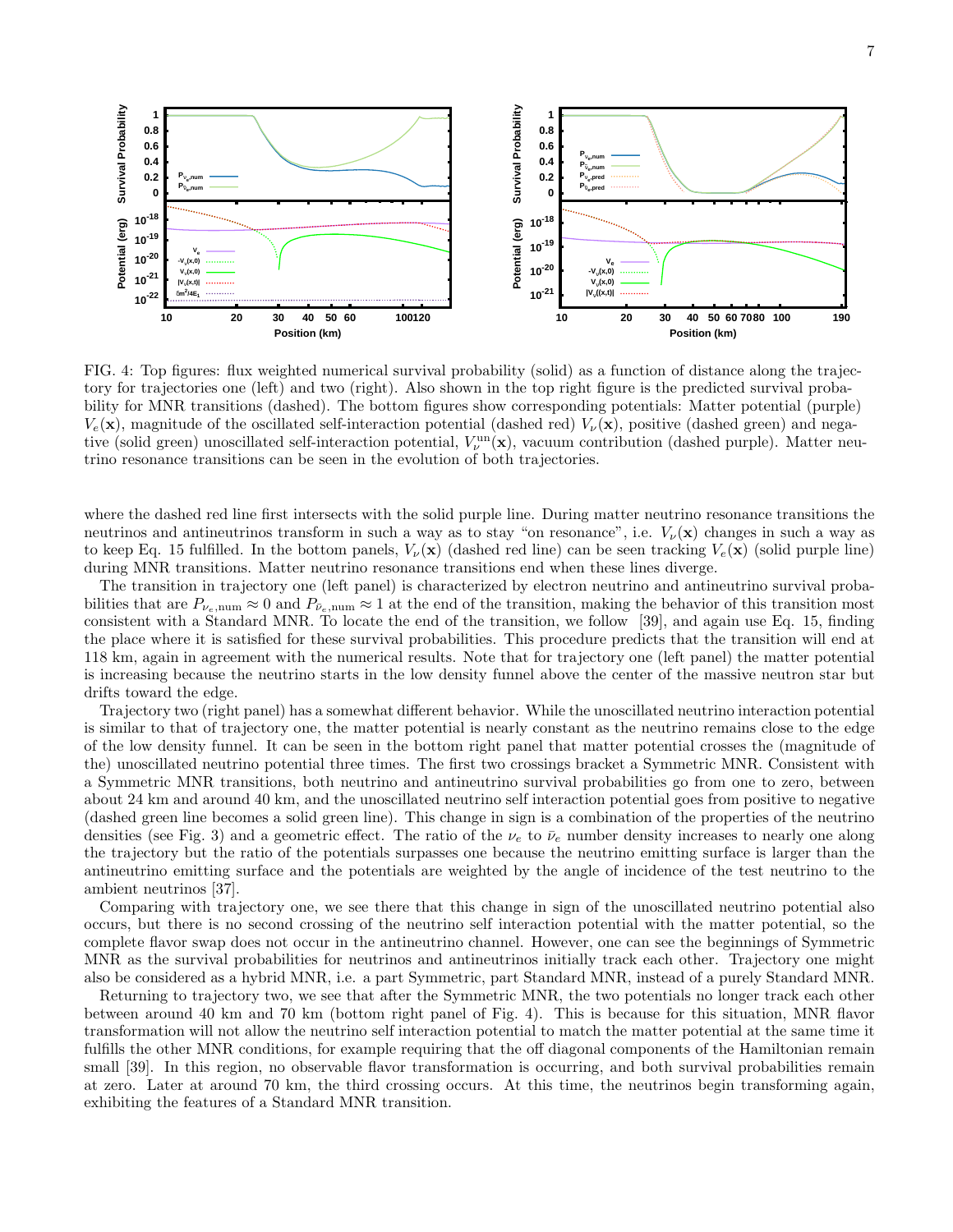FIG. 4: Top figures: flux weighted numerical survival probability (solid) as a function of distance along the trajectory for trajectories one (left) and two (right). Also shown in the top right figure is the predicted survival probability for MNR transitions (dashed). The bottom figures show corresponding potentials: Matter potential (purple) $V_e(\mathbf{x})$, magnitude of the oscillated self-interaction potential (dashed red) $V_\nu(\mathbf{x})$, positive (dashed green) and negative (solid green) unoscillated self-interaction potential, $V_\nu^{\rm un}(\mathbf{x})$, vacuum contribution (dashed purple). Matter neutrino resonance transitions can be seen in the evolution of both trajectories.

where the dashed red line first intersects with the solid purple line. During matter neutrino resonance transitions the neutrinos and antineutrinos transform in such a way as to stay "on resonance", i.e. $V_\nu(\mathbf{x})$ changes in such a way as to keep Eq. 15 fulfilled. In the bottom panels, $V_\nu(\mathbf{x})$ (dashed red line) can be seen tracking $V_e(\mathbf{x})$ (solid purple line) during MNR transitions. Matter neutrino resonance transitions end when these lines diverge.

The transition in trajectory one (left panel) is characterized by electron neutrino and antineutrino survival probabilities that are $P_{\nu_e,\rm num} \approx 0$ and $P_{\bar{\nu}_e,\rm num} \approx 1$ at the end of the transition, making the behavior of this transition most consistent with a Standard MNR. To locate the end of the transition, we follow [39], and again use Eq. 15, finding the place where it is satisfied for these survival probabilities. This procedure predicts that the transition will end at 118 km, again in agreement with the numerical results. Note that for trajectory one (left panel) the matter potential is increasing because the neutrino starts in the low density funnel above the center of the massive neutron star but drifts toward the edge.

Trajectory two (right panel) has a somewhat different behavior. While the unoscillated neutrino interaction potential is similar to that of trajectory one, the matter potential is nearly constant as the neutrino remains close to the edge of the low density funnel. It can be seen in the bottom right panel that matter potential crosses the (magnitude of the) unoscillated neutrino potential three times. The first two crossings bracket a Symmetric MNR. Consistent with a Symmetric MNR transitions, both neutrino and antineutrino survival probabilities go from one to zero, between about 24 km and around 40 km, and the unoscillated neutrino self interaction potential goes from positive to negative (dashed green line becomes a solid green line). This change in sign is a combination of the properties of the neutrino densities (see Fig. 3) and a geometric effect. The ratio of the $\nu_e$ to $\bar{\nu}_e$ number density increases to nearly one along the trajectory but the ratio of the potentials surpasses one because the neutrino emitting surface is larger than the antineutrino emitting surface and the potentials are weighted by the angle of incidence of the test neutrino to the ambient neutrinos [37].

Comparing with trajectory one, we see there that this change in sign of the unoscillated neutrino potential also occurs, but there is no second crossing of the neutrino self interaction potential with the matter potential, so the complete flavor swap does not occur in the antineutrino channel. However, one can see the beginnings of Symmetric MNR as the survival probabilities for neutrinos and antineutrinos initially track each other. Trajectory one might also be considered as a hybrid MNR, i.e. a part Symmetric, part Standard MNR, instead of a purely Standard MNR.

Returning to trajectory two, we see that after the Symmetric MNR, the two potentials no longer track each other between around 40 km and 70 km (bottom right panel of Fig. 4). This is because for this situation, MNR flavor transformation will not allow the neutrino self interaction potential to match the matter potential at the same time it fulfills the other MNR conditions, for example requiring that the off diagonal components of the Hamiltonian remain small [39]. In this region, no observable flavor transformation is occurring, and both survival probabilities remain at zero. Later at around 70 km, the third crossing occurs. At this time, the neutrinos begin transforming again, exhibiting the features of a Standard MNR transition.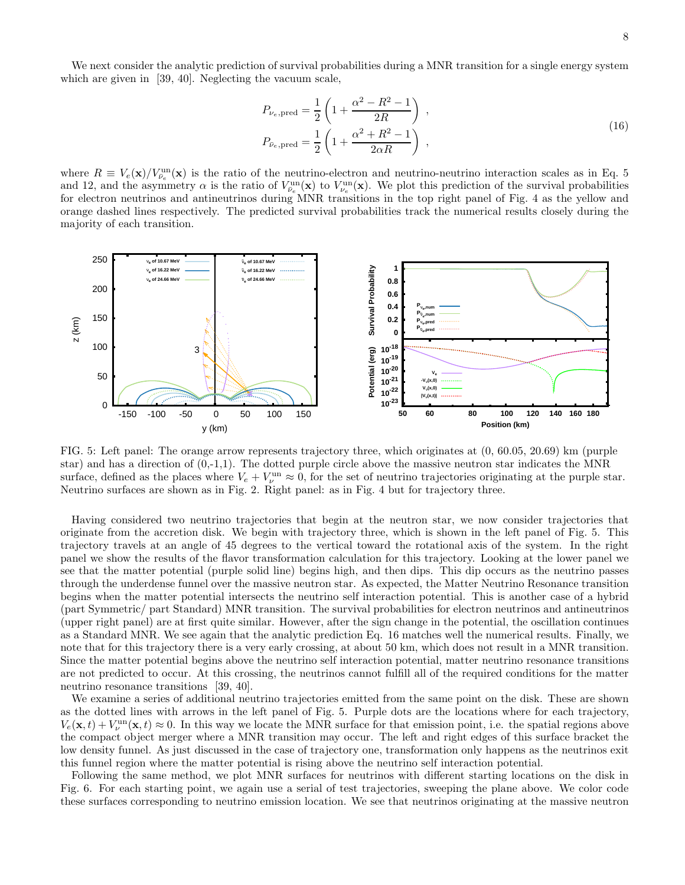We next consider the analytic prediction of survival probabilities during a MNR transition for a single energy system which are given in [39, 40]. Neglecting the vacuum scale,

$$
\begin{aligned}
P_{\nu_e,\mathrm{pred}} &= \frac{1}{2}\left(1+\frac{\alpha^2 - R^2 - 1}{2R}\right) \ , \\
P_{\bar{\nu}_e,\mathrm{pred}} &= \frac{1}{2}\left(1+\frac{\alpha^2 + R^2 - 1}{2\alpha R}\right) \ ,
\end{aligned}
\tag{16}
$$

where $R \equiv V_e(\mathbf{x})/V^{\mathrm{un}}_{\bar{\nu}_e}(\mathbf{x})$ is the ratio of the neutrino-electron and neutrino-neutrino interaction scales as in Eq. 5 and 12, and the asymmetry $\alpha$ is the ratio of $V^{\mathrm{un}}_{\bar{\nu}_e}(\mathbf{x})$ to $V^{\mathrm{un}}_{\nu_e}(\mathbf{x})$. We plot this prediction of the survival probabilities for electron neutrinos and antineutrinos during MNR transitions in the top right panel of Fig. 4 as the yellow and orange dashed lines respectively. The predicted survival probabilities track the numerical results closely during the majority of each transition.

FIG. 5: Left panel: The orange arrow represents trajectory three, which originates at (0, 60.05, 20.69) km (purple star) and has a direction of (0,-1,1). The dotted purple circle above the massive neutron star indicates the MNR surface, defined as the places where $V_e + V^{\mathrm{un}}_{\nu} \approx 0$, for the set of neutrino trajectories originating at the purple star. Neutrino surfaces are shown as in Fig. 2. Right panel: as in Fig. 4 but for trajectory three.

Having considered two neutrino trajectories that begin at the neutron star, we now consider trajectories that originate from the accretion disk. We begin with trajectory three, which is shown in the left panel of Fig. 5. This trajectory travels at an angle of 45 degrees to the vertical toward the rotational axis of the system. In the right panel we show the results of the flavor transformation calculation for this trajectory. Looking at the lower panel we see that the matter potential (purple solid line) begins high, and then dips. This dip occurs as the neutrino passes through the underdense funnel over the massive neutron star. As expected, the Matter Neutrino Resonance transition begins when the matter potential intersects the neutrino self interaction potential. This is another case of a hybrid (part Symmetric/ part Standard) MNR transition. The survival probabilities for electron neutrinos and antineutrinos (upper right panel) are at first quite similar. However, after the sign change in the potential, the oscillation continues as a Standard MNR. We see again that the analytic prediction Eq. 16 matches well the numerical results. Finally, we note that for this trajectory there is a very early crossing, at about 50 km, which does not result in a MNR transition. Since the matter potential begins above the neutrino self interaction potential, matter neutrino resonance transitions are not predicted to occur. At this crossing, the neutrinos cannot fulfill all of the required conditions for the matter neutrino resonance transitions [39, 40].

We examine a series of additional neutrino trajectories emitted from the same point on the disk. These are shown as the dotted lines with arrows in the left panel of Fig. 5. Purple dots are the locations where for each trajectory, $V_e(\mathbf{x}, t) + V^{\mathrm{un}}_{\nu}(\mathbf{x}, t) \approx 0$. In this way we locate the MNR surface for that emission point, i.e. the spatial regions above the compact object merger where a MNR transition may occur. The left and right edges of this surface bracket the low density funnel. As just discussed in the case of trajectory one, transformation only happens as the neutrinos exit this funnel region where the matter potential is rising above the neutrino self interaction potential.

Following the same method, we plot MNR surfaces for neutrinos with different starting locations on the disk in Fig. 6. For each starting point, we again use a serial of test trajectories, sweeping the plane above. We color code these surfaces corresponding to neutrino emission location. We see that neutrinos originating at the massive neutron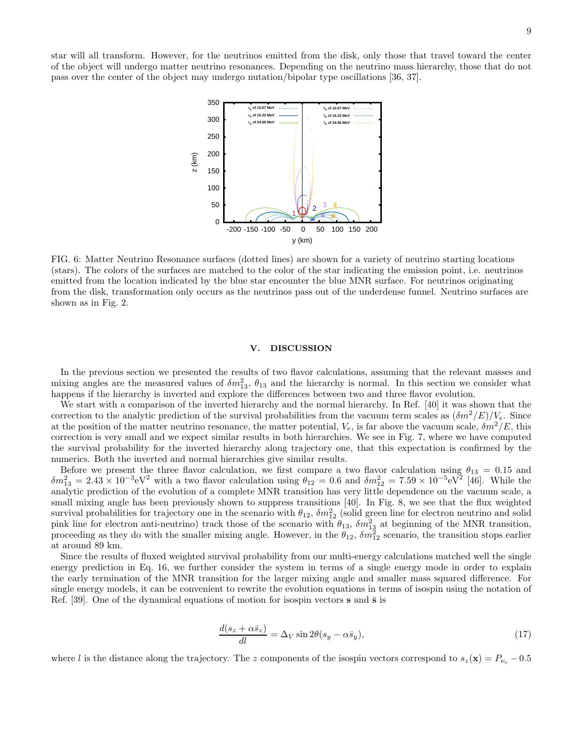star will all transform. However, for the neutrinos emitted from the disk, only those that travel toward the center of the object will undergo matter neutrino resonances. Depending on the neutrino mass hierarchy, those that do not pass over the center of the object may undergo nutation/bipolar type oscillations [36, 37].

FIG. 6: Matter Neutrino Resonance surfaces (dotted lines) are shown for a variety of neutrino starting locations (stars). The colors of the surfaces are matched to the color of the star indicating the emission point, i.e. neutrinos emitted from the location indicated by the blue star encounter the blue MNR surface. For neutrinos originating from the disk, transformation only occurs as the neutrinos pass out of the underdense funnel. Neutrino surfaces are shown as in Fig. 2.

## V. DISCUSSION

In the previous section we presented the results of two flavor calculations, assuming that the relevant masses and mixing angles are the measured values of $\delta m^2_{13}$, $\theta_{13}$ and the hierarchy is normal. In this section we consider what happens if the hierarchy is inverted and explore the differences between two and three flavor evolution.

We start with a comparison of the inverted hierarchy and the normal hierarchy. In Ref. [40] it was shown that the correction to the analytic prediction of the survival probabilities from the vacuum term scales as $(\delta m^2/E)/V_e$. Since at the position of the matter neutrino resonance, the matter potential, $V_e$, is far above the vacuum scale, $\delta m^2/E$, this correction is very small and we expect similar results in both hierarchies. We see in Fig. 7, where we have computed the survival probability for the inverted hierarchy along trajectory one, that this expectation is confirmed by the numerics. Both the inverted and normal hierarchies give similar results.

Before we present the three flavor calculation, we first compare a two flavor calculation using $\theta_{13} = 0.15$ and $\delta m^2_{13} = 2.43 \times 10^{-3}\text{eV}^2$ with a two flavor calculation using $\theta_{12} = 0.6$ and $\delta m^2_{12} = 7.59 \times 10^{-5}\text{eV}^2$ [46]. While the analytic prediction of the evolution of a complete MNR transition has very little dependence on the vacuum scale, a small mixing angle has been previously shown to suppress transitions [40]. In Fig. 8, we see that the flux weighted survival probabilities for trajectory one in the scenario with $\theta_{12}$, $\delta m^2_{12}$ (solid green line for electron neutrino and solid pink line for electron anti-neutrino) track those of the scenario with $\theta_{13}$, $\delta m^2_{13}$ at beginning of the MNR transition, proceeding as they do with the smaller mixing angle. However, in the $\theta_{12}$, $\delta m^2_{12}$ scenario, the transition stops earlier at around 89 km.

Since the results of fluxed weighted survival probability from our multi-energy calculations matched well the single energy prediction in Eq. 16, we further consider the system in terms of a single energy mode in order to explain the early termination of the MNR transition for the larger mixing angle and smaller mass squared difference. For single energy models, it can be convenient to rewrite the evolution equations in terms of isospin using the notation of Ref. [39]. One of the dynamical equations of motion for isospin vectors $\mathbf{s}$ and $\bar{\mathbf{s}}$ is

$$\frac{d(s_z + \alpha \bar{s}_z)}{dl} = \Delta_V \sin 2\theta (s_y - \alpha \bar{s}_y), \tag{17}$$

where $l$ is the distance along the trajectory. The $z$ components of the isospin vectors correspond to $s_z(\mathbf{x}) = P_{\nu_e} - 0.5$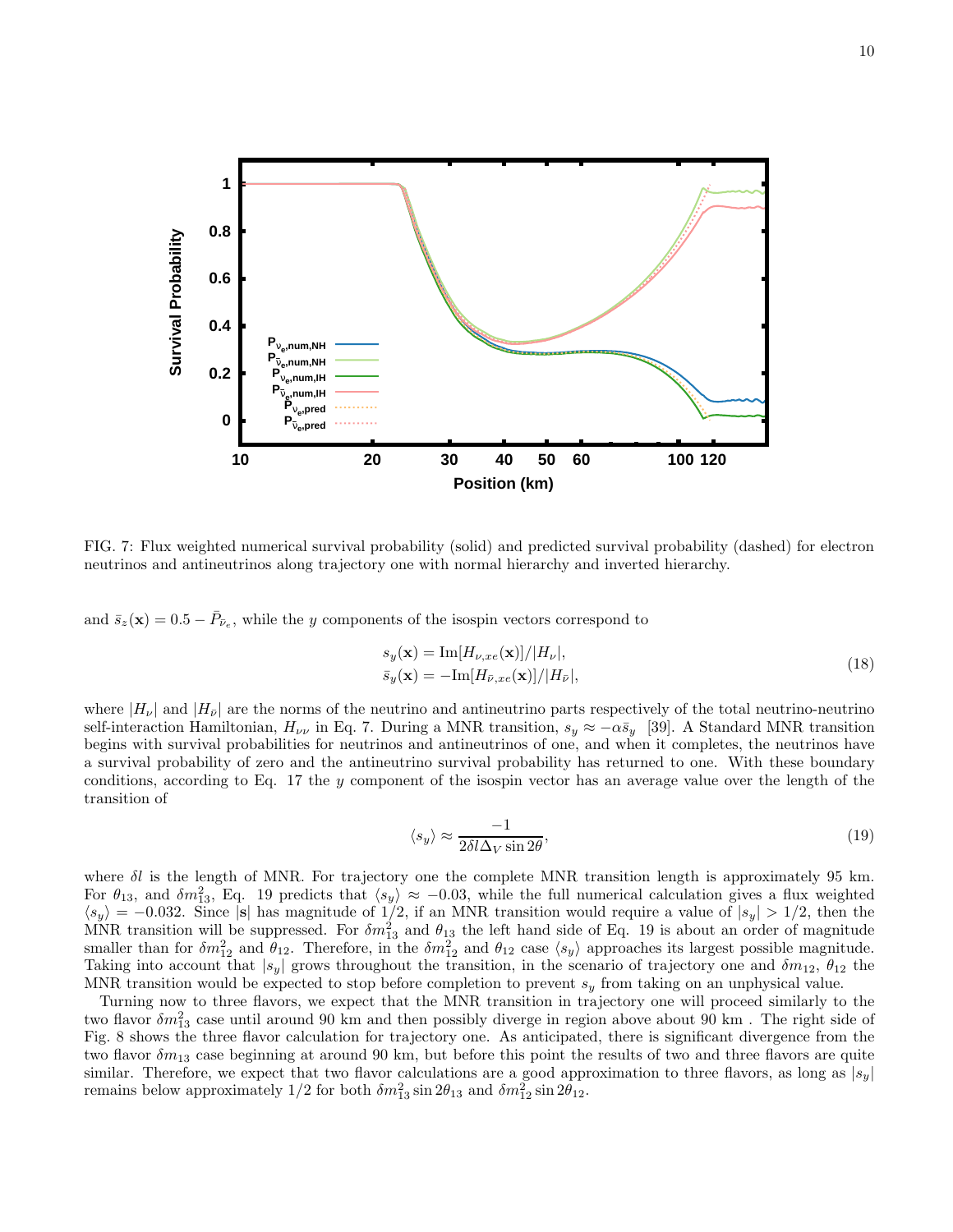FIG. 7: Flux weighted numerical survival probability (solid) and predicted survival probability (dashed) for electron neutrinos and antineutrinos along trajectory one with normal hierarchy and inverted hierarchy.

and $\bar{s}_z(\mathbf{x}) = 0.5 - \bar{P}_{\bar{\nu}_e}$, while the $y$ components of the isospin vectors correspond to

$$
\begin{aligned}
s_y(\mathbf{x}) &= \mathrm{Im}[H_{\nu,xe}(\mathbf{x})]/|H_\nu|, \\
\bar{s}_y(\mathbf{x}) &= -\mathrm{Im}[H_{\bar{\nu},xe}(\mathbf{x})]/|H_{\bar{\nu}}|,
\end{aligned}
\tag{18}
$$

where $|H_\nu|$ and $|H_{\bar{\nu}}|$ are the norms of the neutrino and antineutrino parts respectively of the total neutrino-neutrino self-interaction Hamiltonian, $H_{\nu\nu}$ in Eq. 7. During a MNR transition, $s_y \approx -\alpha \bar{s}_y$ [39]. A Standard MNR transition begins with survival probabilities for neutrinos and antineutrinos of one, and when it completes, the neutrinos have a survival probability of zero and the antineutrino survival probability has returned to one. With these boundary conditions, according to Eq. 17 the $y$ component of the isospin vector has an average value over the length of the transition of

$$
\langle s_y \rangle \approx \frac{-1}{2\delta l \Delta_V \sin 2\theta},
\tag{19}
$$

where $\delta l$ is the length of MNR. For trajectory one the complete MNR transition length is approximately 95 km. For $\theta_{13}$, and $\delta m^2_{13}$, Eq. 19 predicts that $\langle s_y \rangle \approx -0.03$, while the full numerical calculation gives a flux weighted $\langle s_y \rangle = -0.032$. Since $|\mathbf{s}|$ has magnitude of 1/2, if an MNR transition would require a value of $|s_y| > 1/2$, then the MNR transition will be suppressed. For $\delta m^2_{13}$ and $\theta_{13}$ the left hand side of Eq. 19 is about an order of magnitude smaller than for $\delta m^2_{12}$ and $\theta_{12}$. Therefore, in the $\delta m^2_{12}$ and $\theta_{12}$ case $\langle s_y \rangle$ approaches its largest possible magnitude. Taking into account that $|s_y|$ grows throughout the transition, in the scenario of trajectory one and $\delta m_{12}$, $\theta_{12}$ the MNR transition would be expected to stop before completion to prevent $s_y$ from taking on an unphysical value.

Turning now to three flavors, we expect that the MNR transition in trajectory one will proceed similarly to the two flavor $\delta m^2_{13}$ case until around 90 km and then possibly diverge in region above about 90 km . The right side of Fig. 8 shows the three flavor calculation for trajectory one. As anticipated, there is significant divergence from the two flavor $\delta m_{13}$ case beginning at around 90 km, but before this point the results of two and three flavors are quite similar. Therefore, we expect that two flavor calculations are a good approximation to three flavors, as long as $|s_y|$ remains below approximately 1/2 for both $\delta m^2_{13} \sin 2\theta_{13}$ and $\delta m^2_{12} \sin 2\theta_{12}$.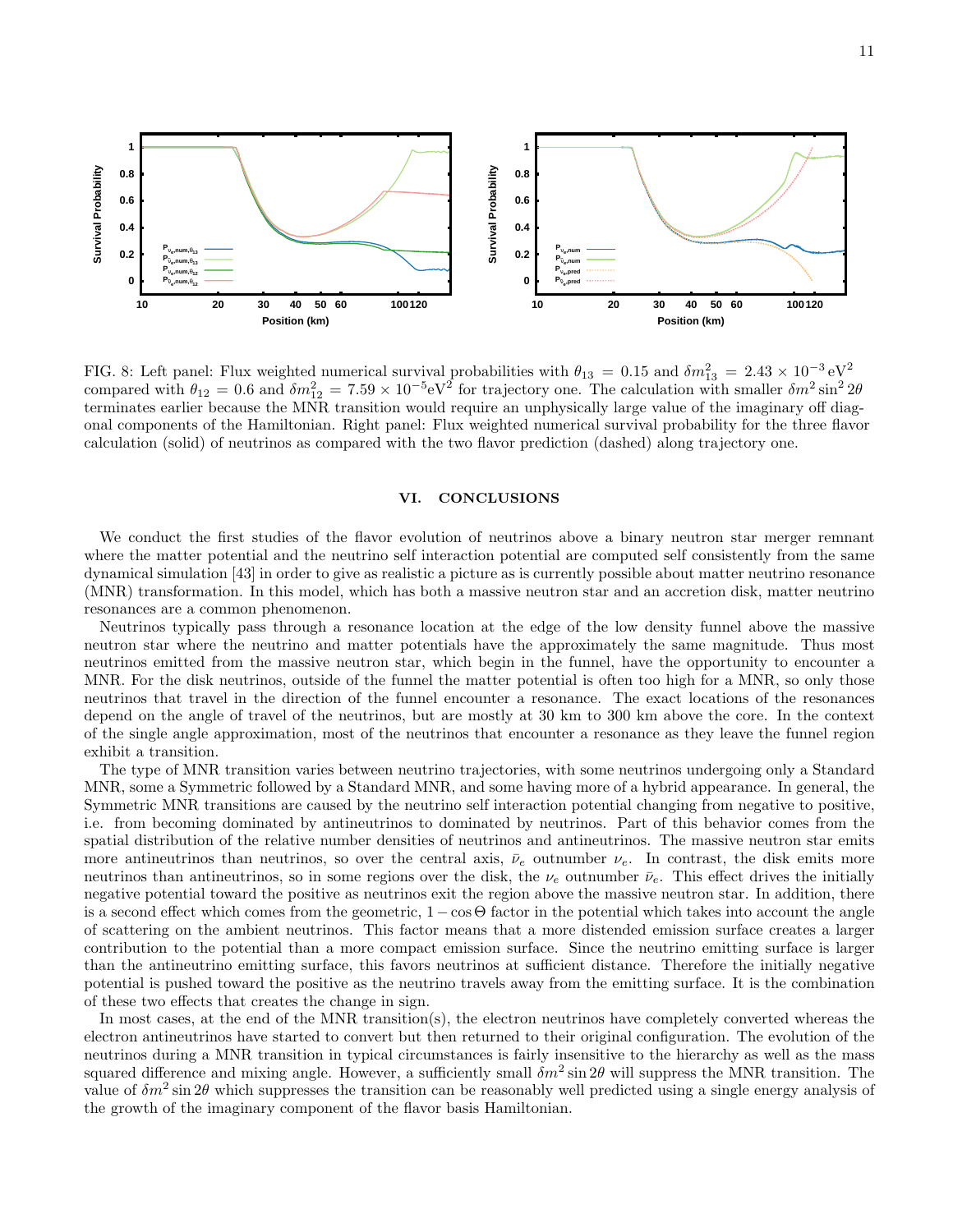FIG. 8: Left panel: Flux weighted numerical survival probabilities with $\theta_{13} = 0.15$ and $\delta m^2_{13} = 2.43 \times 10^{-3}\,\mathrm{eV}^2$ compared with $\theta_{12} = 0.6$ and $\delta m^2_{12} = 7.59 \times 10^{-5}\mathrm{eV}^2$ for trajectory one. The calculation with smaller $\delta m^2 \sin^2 2\theta$ terminates earlier because the MNR transition would require an unphysically large value of the imaginary off diagonal components of the Hamiltonian. Right panel: Flux weighted numerical survival probability for the three flavor calculation (solid) of neutrinos as compared with the two flavor prediction (dashed) along trajectory one.

## VI. CONCLUSIONS

We conduct the first studies of the flavor evolution of neutrinos above a binary neutron star merger remnant where the matter potential and the neutrino self interaction potential are computed self consistently from the same dynamical simulation [43] in order to give as realistic a picture as is currently possible about matter neutrino resonance (MNR) transformation. In this model, which has both a massive neutron star and an accretion disk, matter neutrino resonances are a common phenomenon.

Neutrinos typically pass through a resonance location at the edge of the low density funnel above the massive neutron star where the neutrino and matter potentials have the approximately the same magnitude. Thus most neutrinos emitted from the massive neutron star, which begin in the funnel, have the opportunity to encounter a MNR. For the disk neutrinos, outside of the funnel the matter potential is often too high for a MNR, so only those neutrinos that travel in the direction of the funnel encounter a resonance. The exact locations of the resonances depend on the angle of travel of the neutrinos, but are mostly at 30 km to 300 km above the core. In the context of the single angle approximation, most of the neutrinos that encounter a resonance as they leave the funnel region exhibit a transition.

The type of MNR transition varies between neutrino trajectories, with some neutrinos undergoing only a Standard MNR, some a Symmetric followed by a Standard MNR, and some having more of a hybrid appearance. In general, the Symmetric MNR transitions are caused by the neutrino self interaction potential changing from negative to positive, i.e. from becoming dominated by antineutrinos to dominated by neutrinos. Part of this behavior comes from the spatial distribution of the relative number densities of neutrinos and antineutrinos. The massive neutron star emits more antineutrinos than neutrinos, so over the central axis, $\bar{\nu}_e$ outnumber $\nu_e$. In contrast, the disk emits more neutrinos than antineutrinos, so in some regions over the disk, the $\nu_e$ outnumber $\bar{\nu}_e$. This effect drives the initially negative potential toward the positive as neutrinos exit the region above the massive neutron star. In addition, there is a second effect which comes from the geometric, $1 - \cos\Theta$ factor in the potential which takes into account the angle of scattering on the ambient neutrinos. This factor means that a more distended emission surface creates a larger contribution to the potential than a more compact emission surface. Since the neutrino emitting surface is larger than the antineutrino emitting surface, this favors neutrinos at sufficient distance. Therefore the initially negative potential is pushed toward the positive as the neutrino travels away from the emitting surface. It is the combination of these two effects that creates the change in sign.

In most cases, at the end of the MNR transition(s), the electron neutrinos have completely converted whereas the electron antineutrinos have started to convert but then returned to their original configuration. The evolution of the neutrinos during a MNR transition in typical circumstances is fairly insensitive to the hierarchy as well as the mass squared difference and mixing angle. However, a sufficiently small $\delta m^2 \sin 2\theta$ will suppress the MNR transition. The value of $\delta m^2 \sin 2\theta$ which suppresses the transition can be reasonably well predicted using a single energy analysis of the growth of the imaginary component of the flavor basis Hamiltonian.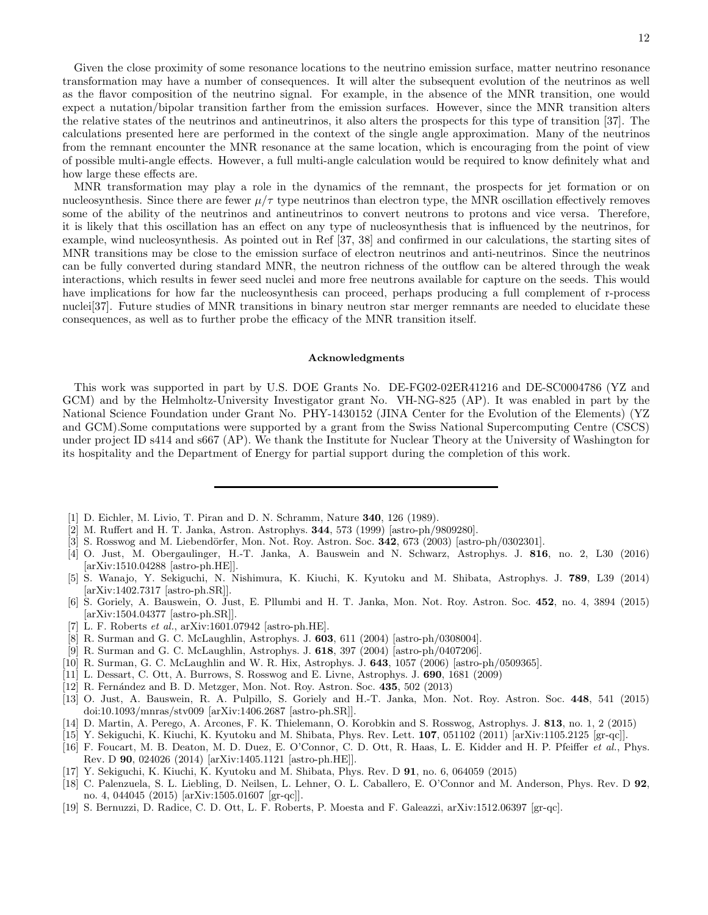Given the close proximity of some resonance locations to the neutrino emission surface, matter neutrino resonance transformation may have a number of consequences. It will alter the subsequent evolution of the neutrinos as well as the flavor composition of the neutrino signal. For example, in the absence of the MNR transition, one would expect a nutation/bipolar transition farther from the emission surfaces. However, since the MNR transition alters the relative states of the neutrinos and antineutrinos, it also alters the prospects for this type of transition [37]. The calculations presented here are performed in the context of the single angle approximation. Many of the neutrinos from the remnant encounter the MNR resonance at the same location, which is encouraging from the point of view of possible multi-angle effects. However, a full multi-angle calculation would be required to know definitely what and how large these effects are.

MNR transformation may play a role in the dynamics of the remnant, the prospects for jet formation or on nucleosynthesis. Since there are fewer $\mu/\tau$ type neutrinos than electron type, the MNR oscillation effectively removes some of the ability of the neutrinos and antineutrinos to convert neutrons to protons and vice versa. Therefore, it is likely that this oscillation has an effect on any type of nucleosynthesis that is influenced by the neutrinos, for example, wind nucleosynthesis. As pointed out in Ref [37, 38] and confirmed in our calculations, the starting sites of MNR transitions may be close to the emission surface of electron neutrinos and anti-neutrinos. Since the neutrinos can be fully converted during standard MNR, the neutron richness of the outflow can be altered through the weak interactions, which results in fewer seed nuclei and more free neutrons available for capture on the seeds. This would have implications for how far the nucleosynthesis can proceed, perhaps producing a full complement of r-process nuclei[37]. Future studies of MNR transitions in binary neutron star merger remnants are needed to elucidate these consequences, as well as to further probe the efficacy of the MNR transition itself.

### Acknowledgments

This work was supported in part by U.S. DOE Grants No. DE-FG02-02ER41216 and DE-SC0004786 (YZ and GCM) and by the Helmholtz-University Investigator grant No. VH-NG-825 (AP). It was enabled in part by the National Science Foundation under Grant No. PHY-1430152 (JINA Center for the Evolution of the Elements) (YZ and GCM).Some computations were supported by a grant from the Swiss National Supercomputing Centre (CSCS) under project ID s414 and s667 (AP). We thank the Institute for Nuclear Theory at the University of Washington for its hospitality and the Department of Energy for partial support during the completion of this work.

---

[1] D. Eichler, M. Livio, T. Piran and D. N. Schramm, Nature **340**, 126 (1989).
[2] M. Ruffert and H. T. Janka, Astron. Astrophys. **344**, 573 (1999) [astro-ph/9809280].
[3] S. Rosswog and M. Liebendörfer, Mon. Not. Roy. Astron. Soc. **342**, 673 (2003) [astro-ph/0302301].
[4] O. Just, M. Obergaulinger, H.-T. Janka, A. Bauswein and N. Schwarz, Astrophys. J. **816**, no. 2, L30 (2016) [arXiv:1510.04288 [astro-ph.HE]].
[5] S. Wanajo, Y. Sekiguchi, N. Nishimura, K. Kiuchi, K. Kyutoku and M. Shibata, Astrophys. J. **789**, L39 (2014) [arXiv:1402.7317 [astro-ph.SR]].
[6] S. Goriely, A. Bauswein, O. Just, E. Pllumbi and H. T. Janka, Mon. Not. Roy. Astron. Soc. **452**, no. 4, 3894 (2015) [arXiv:1504.04377 [astro-ph.SR]].
[7] L. F. Roberts *et al.*, arXiv:1601.07942 [astro-ph.HE].
[8] R. Surman and G. C. McLaughlin, Astrophys. J. **603**, 611 (2004) [astro-ph/0308004].
[9] R. Surman and G. C. McLaughlin, Astrophys. J. **618**, 397 (2004) [astro-ph/0407206].
[10] R. Surman, G. C. McLaughlin and W. R. Hix, Astrophys. J. **643**, 1057 (2006) [astro-ph/0509365].
[11] L. Dessart, C. Ott, A. Burrows, S. Rosswog and E. Livne, Astrophys. J. **690**, 1681 (2009)
[12] R. Fernández and B. D. Metzger, Mon. Not. Roy. Astron. Soc. **435**, 502 (2013)
[13] O. Just, A. Bauswein, R. A. Pulpillo, S. Goriely and H.-T. Janka, Mon. Not. Roy. Astron. Soc. **448**, 541 (2015) doi:10.1093/mnras/stv009 [arXiv:1406.2687 [astro-ph.SR]].
[14] D. Martin, A. Perego, A. Arcones, F. K. Thielemann, O. Korobkin and S. Rosswog, Astrophys. J. **813**, no. 1, 2 (2015)
[15] Y. Sekiguchi, K. Kiuchi, K. Kyutoku and M. Shibata, Phys. Rev. Lett. **107**, 051102 (2011) [arXiv:1105.2125 [gr-qc]].
[16] F. Foucart, M. B. Deaton, M. D. Duez, E. O'Connor, C. D. Ott, R. Haas, L. E. Kidder and H. P. Pfeiffer *et al.*, Phys. Rev. D **90**, 024026 (2014) [arXiv:1405.1121 [astro-ph.HE]].
[17] Y. Sekiguchi, K. Kiuchi, K. Kyutoku and M. Shibata, Phys. Rev. D **91**, no. 6, 064059 (2015)
[18] C. Palenzuela, S. L. Liebling, D. Neilsen, L. Lehner, O. L. Caballero, E. O'Connor and M. Anderson, Phys. Rev. D **92**, no. 4, 044045 (2015) [arXiv:1505.01607 [gr-qc]].
[19] S. Bernuzzi, D. Radice, C. D. Ott, L. F. Roberts, P. Moesta and F. Galeazzi, arXiv:1512.06397 [gr-qc].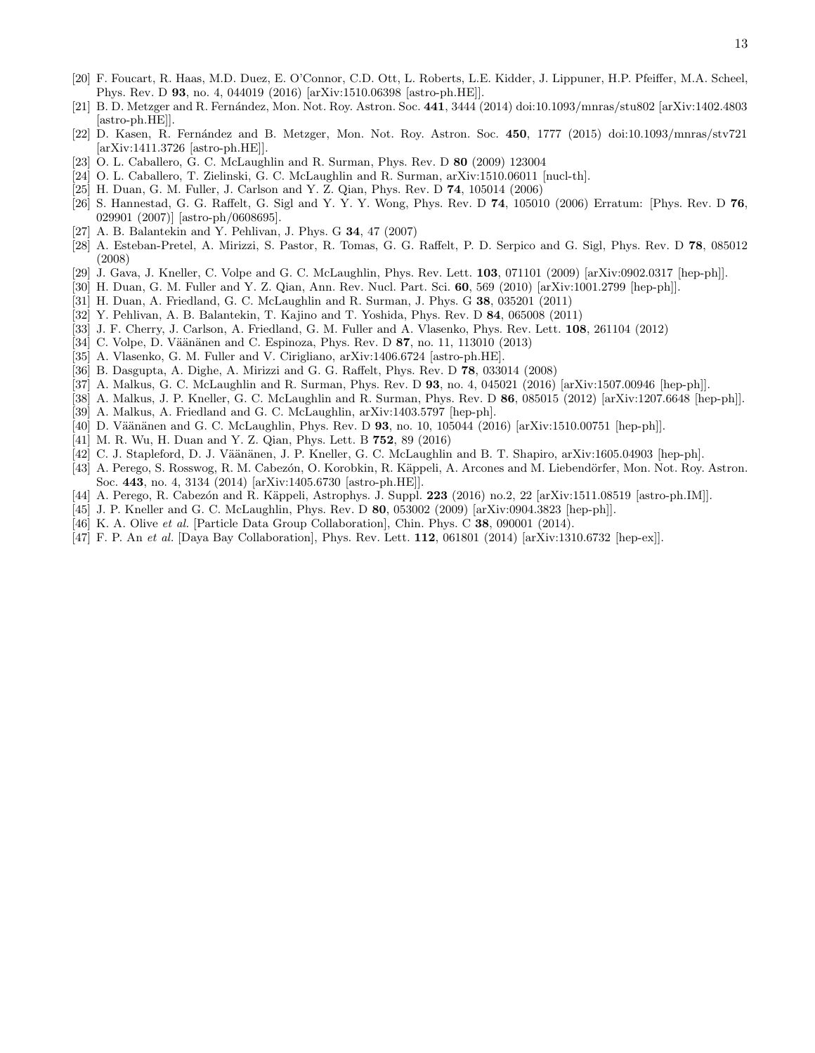[20] F. Foucart, R. Haas, M.D. Duez, E. O'Connor, C.D. Ott, L. Roberts, L.E. Kidder, J. Lippuner, H.P. Pfeiffer, M.A. Scheel, Phys. Rev. D **93**, no. 4, 044019 (2016) [arXiv:1510.06398 [astro-ph.HE]].

[21] B. D. Metzger and R. Fernández, Mon. Not. Roy. Astron. Soc. **441**, 3444 (2014) doi:10.1093/mnras/stu802 [arXiv:1402.4803 [astro-ph.HE]].

[22] D. Kasen, R. Fernández and B. Metzger, Mon. Not. Roy. Astron. Soc. **450**, 1777 (2015) doi:10.1093/mnras/stv721 [arXiv:1411.3726 [astro-ph.HE]].

[23] O. L. Caballero, G. C. McLaughlin and R. Surman, Phys. Rev. D **80** (2009) 123004

[24] O. L. Caballero, T. Zielinski, G. C. McLaughlin and R. Surman, arXiv:1510.06011 [nucl-th].

[25] H. Duan, G. M. Fuller, J. Carlson and Y. Z. Qian, Phys. Rev. D **74**, 105014 (2006)

[26] S. Hannestad, G. G. Raffelt, G. Sigl and Y. Y. Y. Wong, Phys. Rev. D **74**, 105010 (2006) Erratum: [Phys. Rev. D **76**, 029901 (2007)] [astro-ph/0608695].

[27] A. B. Balantekin and Y. Pehlivan, J. Phys. G **34**, 47 (2007)

[28] A. Esteban-Pretel, A. Mirizzi, S. Pastor, R. Tomas, G. G. Raffelt, P. D. Serpico and G. Sigl, Phys. Rev. D **78**, 085012 (2008)

[29] J. Gava, J. Kneller, C. Volpe and G. C. McLaughlin, Phys. Rev. Lett. **103**, 071101 (2009) [arXiv:0902.0317 [hep-ph]].

[30] H. Duan, G. M. Fuller and Y. Z. Qian, Ann. Rev. Nucl. Part. Sci. **60**, 569 (2010) [arXiv:1001.2799 [hep-ph]].

[31] H. Duan, A. Friedland, G. C. McLaughlin and R. Surman, J. Phys. G **38**, 035201 (2011)

[32] Y. Pehlivan, A. B. Balantekin, T. Kajino and T. Yoshida, Phys. Rev. D **84**, 065008 (2011)

[33] J. F. Cherry, J. Carlson, A. Friedland, G. M. Fuller and A. Vlasenko, Phys. Rev. Lett. **108**, 261104 (2012)

[34] C. Volpe, D. Väänänen and C. Espinoza, Phys. Rev. D **87**, no. 11, 113010 (2013)

[35] A. Vlasenko, G. M. Fuller and V. Cirigliano, arXiv:1406.6724 [astro-ph.HE].

[36] B. Dasgupta, A. Dighe, A. Mirizzi and G. G. Raffelt, Phys. Rev. D **78**, 033014 (2008)

[37] A. Malkus, G. C. McLaughlin and R. Surman, Phys. Rev. D **93**, no. 4, 045021 (2016) [arXiv:1507.00946 [hep-ph]].

[38] A. Malkus, J. P. Kneller, G. C. McLaughlin and R. Surman, Phys. Rev. D **86**, 085015 (2012) [arXiv:1207.6648 [hep-ph]].

[39] A. Malkus, A. Friedland and G. C. McLaughlin, arXiv:1403.5797 [hep-ph].

[40] D. Väänänen and G. C. McLaughlin, Phys. Rev. D **93**, no. 10, 105044 (2016) [arXiv:1510.00751 [hep-ph]].

[41] M. R. Wu, H. Duan and Y. Z. Qian, Phys. Lett. B **752**, 89 (2016)

[42] C. J. Stapleford, D. J. Väänänen, J. P. Kneller, G. C. McLaughlin and B. T. Shapiro, arXiv:1605.04903 [hep-ph].

[43] A. Perego, S. Rosswog, R. M. Cabezón, O. Korobkin, R. Käppeli, A. Arcones and M. Liebendörfer, Mon. Not. Roy. Astron. Soc. **443**, no. 4, 3134 (2014) [arXiv:1405.6730 [astro-ph.HE]].

[44] A. Perego, R. Cabezón and R. Käppeli, Astrophys. J. Suppl. **223** (2016) no.2, 22 [arXiv:1511.08519 [astro-ph.IM]].

[45] J. P. Kneller and G. C. McLaughlin, Phys. Rev. D **80**, 053002 (2009) [arXiv:0904.3823 [hep-ph]].

[46] K. A. Olive *et al.* [Particle Data Group Collaboration], Chin. Phys. C **38**, 090001 (2014).

[47] F. P. An *et al.* [Daya Bay Collaboration], Phys. Rev. Lett. **112**, 061801 (2014) [arXiv:1310.6732 [hep-ex]].